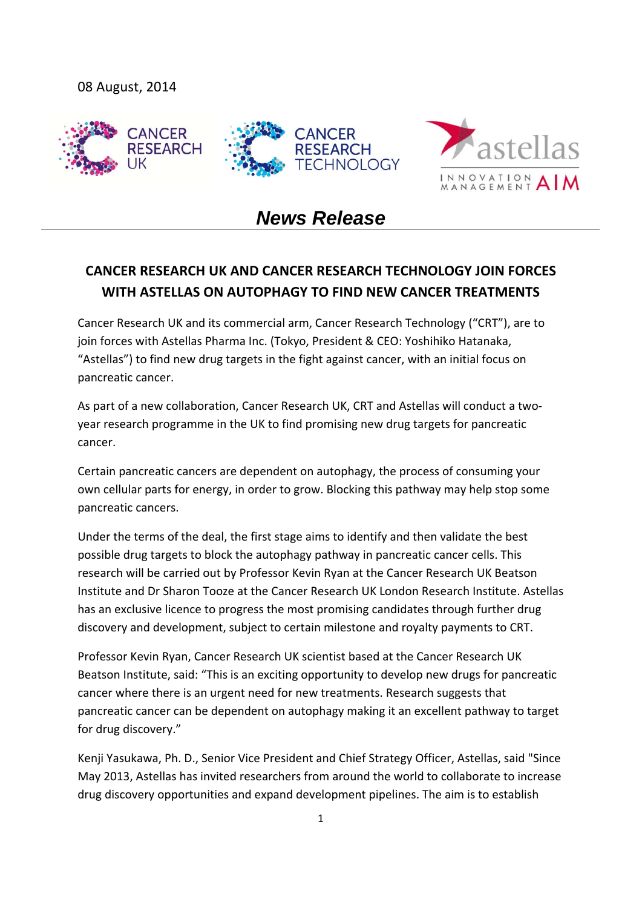08 August, 2014

# News Release

## CANCER RESEARCH UK AND CANCER RESEARCH TECHNOLOGY JOIN FORCES WITH ASTELLAS ON AUTOPHAGY TO FIND NEW CANCER TREATMENTS

Cancer Research UK and its commercial arm, Cancer Research Technology ("CRT"), are to join forces with Astellas Pharma Inc. (Tokyo, President & CEO: Yoshihiko Hatanaka, "Astellas") to find new drug targets in the fight against cancer, with an initial focus on pancreatic cancer.

As part of a new collaboration, Cancer Research UK, CRT and Astellas will conduct a two-year research programme in the UK to find promising new drug targets for pancreatic cancer.

Certain pancreatic cancers are dependent on autophagy, the process of consuming your own cellular parts for energy, in order to grow. Blocking this pathway may help stop some pancreatic cancers.

Under the terms of the deal, the first stage aims to identify and then validate the best possible drug targets to block the autophagy pathway in pancreatic cancer cells. This research will be carried out by Professor Kevin Ryan at the Cancer Research UK Beatson Institute and Dr Sharon Tooze at the Cancer Research UK London Research Institute. Astellas has an exclusive licence to progress the most promising candidates through further drug discovery and development, subject to certain milestone and royalty payments to CRT.

Professor Kevin Ryan, Cancer Research UK scientist based at the Cancer Research UK Beatson Institute, said: "This is an exciting opportunity to develop new drugs for pancreatic cancer where there is an urgent need for new treatments. Research suggests that pancreatic cancer can be dependent on autophagy making it an excellent pathway to target for drug discovery."

Kenji Yasukawa, Ph. D., Senior Vice President and Chief Strategy Officer, Astellas, said "Since May 2013, Astellas has invited researchers from around the world to collaborate to increase drug discovery opportunities and expand development pipelines. The aim is to establish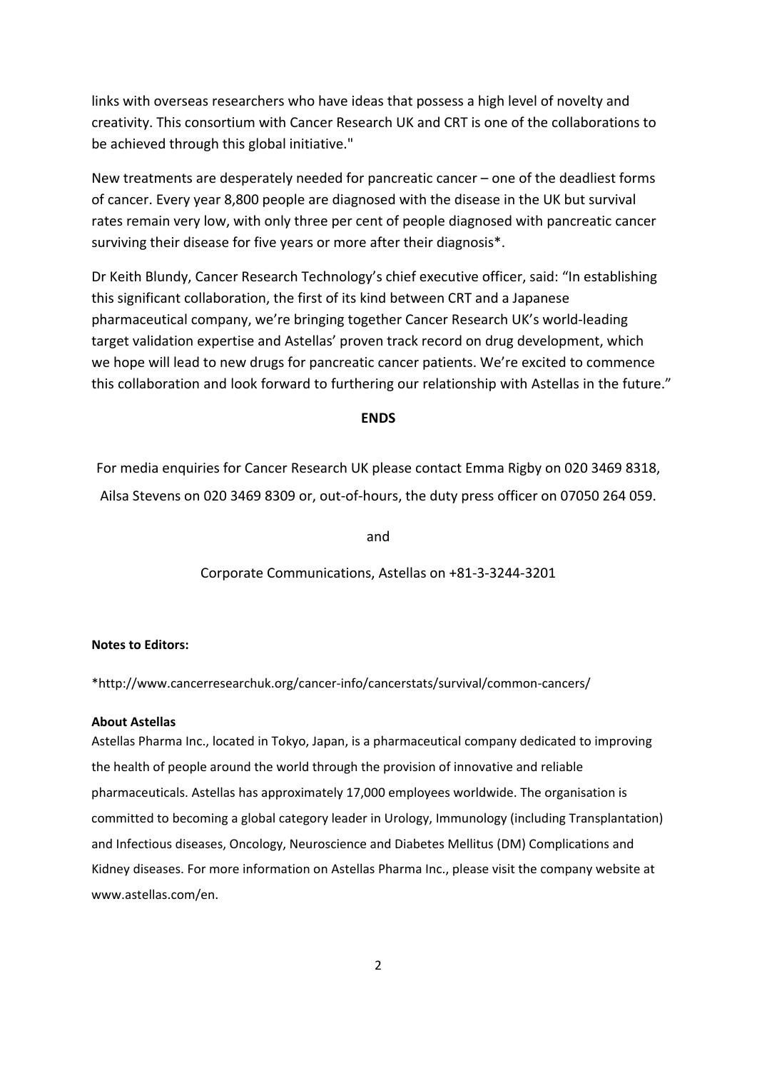links with overseas researchers who have ideas that possess a high level of novelty and creativity. This consortium with Cancer Research UK and CRT is one of the collaborations to be achieved through this global initiative."

New treatments are desperately needed for pancreatic cancer – one of the deadliest forms of cancer. Every year 8,800 people are diagnosed with the disease in the UK but survival rates remain very low, with only three per cent of people diagnosed with pancreatic cancer surviving their disease for five years or more after their diagnosis*.

Dr Keith Blundy, Cancer Research Technology's chief executive officer, said: "In establishing this significant collaboration, the first of its kind between CRT and a Japanese pharmaceutical company, we're bringing together Cancer Research UK's world-leading target validation expertise and Astellas' proven track record on drug development, which we hope will lead to new drugs for pancreatic cancer patients. We're excited to commence this collaboration and look forward to furthering our relationship with Astellas in the future."

**ENDS**

For media enquiries for Cancer Research UK please contact Emma Rigby on 020 3469 8318, Ailsa Stevens on 020 3469 8309 or, out-of-hours, the duty press officer on 07050 264 059.

and

Corporate Communications, Astellas on +81-3-3244-3201

**Notes to Editors:**

*http://www.cancerresearchuk.org/cancer-info/cancerstats/survival/common-cancers/

**About Astellas**

Astellas Pharma Inc., located in Tokyo, Japan, is a pharmaceutical company dedicated to improving the health of people around the world through the provision of innovative and reliable pharmaceuticals. Astellas has approximately 17,000 employees worldwide. The organisation is committed to becoming a global category leader in Urology, Immunology (including Transplantation) and Infectious diseases, Oncology, Neuroscience and Diabetes Mellitus (DM) Complications and Kidney diseases. For more information on Astellas Pharma Inc., please visit the company website at www.astellas.com/en.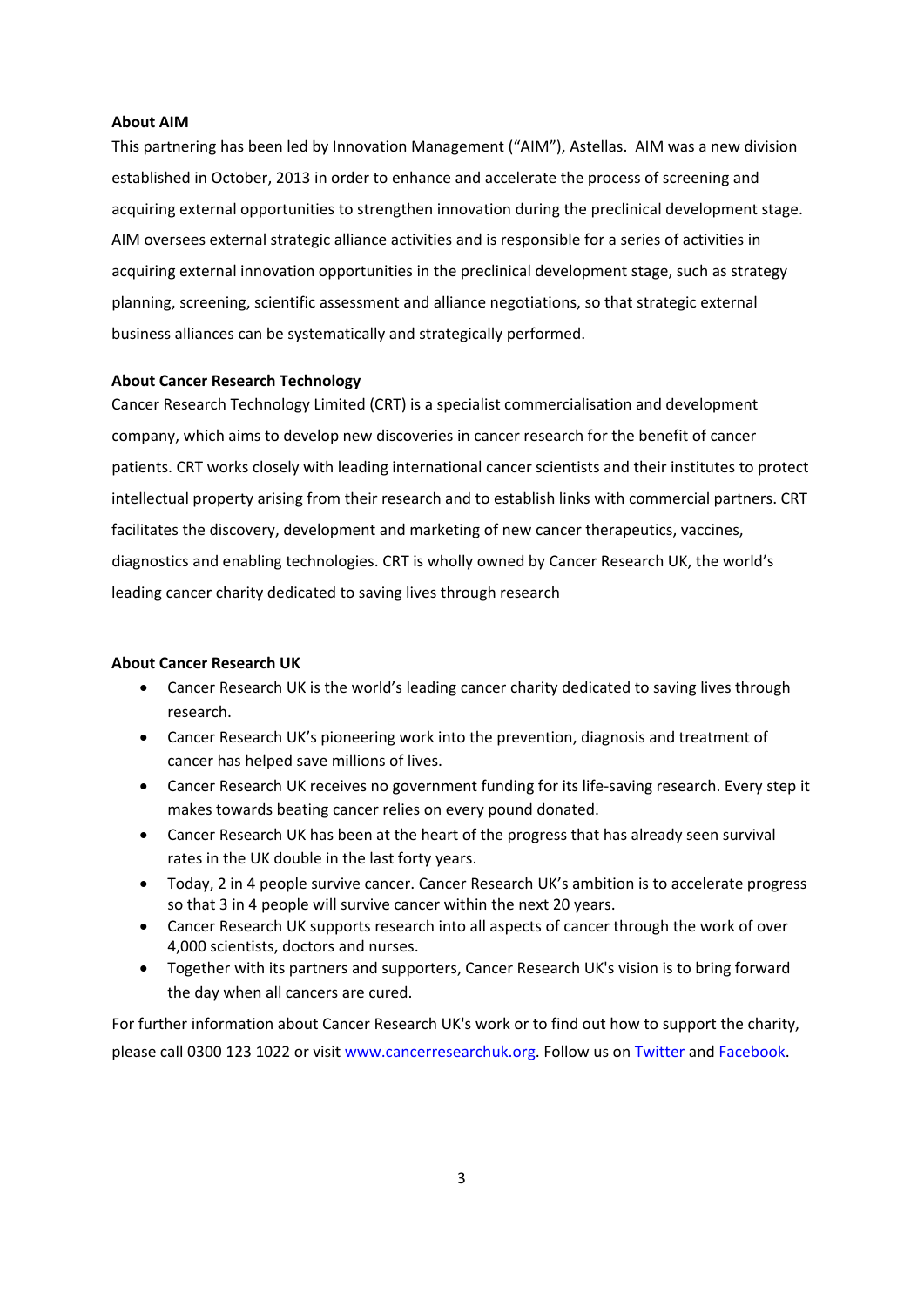**About AIM**

This partnering has been led by Innovation Management ("AIM"), Astellas. AIM was a new division established in October, 2013 in order to enhance and accelerate the process of screening and acquiring external opportunities to strengthen innovation during the preclinical development stage. AIM oversees external strategic alliance activities and is responsible for a series of activities in acquiring external innovation opportunities in the preclinical development stage, such as strategy planning, screening, scientific assessment and alliance negotiations, so that strategic external business alliances can be systematically and strategically performed.

**About Cancer Research Technology**

Cancer Research Technology Limited (CRT) is a specialist commercialisation and development company, which aims to develop new discoveries in cancer research for the benefit of cancer patients. CRT works closely with leading international cancer scientists and their institutes to protect intellectual property arising from their research and to establish links with commercial partners. CRT facilitates the discovery, development and marketing of new cancer therapeutics, vaccines, diagnostics and enabling technologies. CRT is wholly owned by Cancer Research UK, the world's leading cancer charity dedicated to saving lives through research

**About Cancer Research UK**

- Cancer Research UK is the world's leading cancer charity dedicated to saving lives through research.
- Cancer Research UK's pioneering work into the prevention, diagnosis and treatment of cancer has helped save millions of lives.
- Cancer Research UK receives no government funding for its life-saving research. Every step it makes towards beating cancer relies on every pound donated.
- Cancer Research UK has been at the heart of the progress that has already seen survival rates in the UK double in the last forty years.
- Today, 2 in 4 people survive cancer. Cancer Research UK's ambition is to accelerate progress so that 3 in 4 people will survive cancer within the next 20 years.
- Cancer Research UK supports research into all aspects of cancer through the work of over 4,000 scientists, doctors and nurses.
- Together with its partners and supporters, Cancer Research UK's vision is to bring forward the day when all cancers are cured.

For further information about Cancer Research UK's work or to find out how to support the charity, please call 0300 123 1022 or visit www.cancerresearchuk.org. Follow us on Twitter and Facebook.